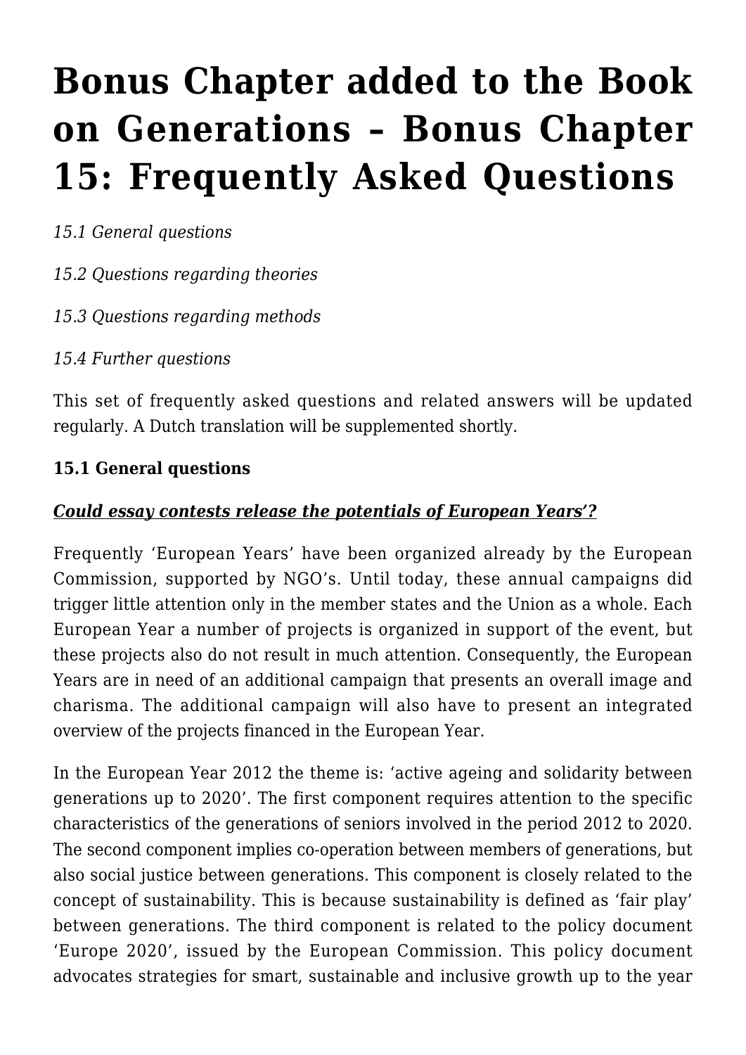# Bonus Chapter added to the Book on Generations – Bonus Chapter 15: Frequently Asked Questions

*15.1 General questions*

*15.2 Questions regarding theories*

*15.3 Questions regarding methods*

*15.4 Further questions*

This set of frequently asked questions and related answers will be updated regularly. A Dutch translation will be supplemented shortly.

**15.1 General questions**

***Could essay contests release the potentials of European Years'?***

Frequently 'European Years' have been organized already by the European Commission, supported by NGO's. Until today, these annual campaigns did trigger little attention only in the member states and the Union as a whole. Each European Year a number of projects is organized in support of the event, but these projects also do not result in much attention. Consequently, the European Years are in need of an additional campaign that presents an overall image and charisma. The additional campaign will also have to present an integrated overview of the projects financed in the European Year.

In the European Year 2012 the theme is: 'active ageing and solidarity between generations up to 2020'. The first component requires attention to the specific characteristics of the generations of seniors involved in the period 2012 to 2020. The second component implies co-operation between members of generations, but also social justice between generations. This component is closely related to the concept of sustainability. This is because sustainability is defined as 'fair play' between generations. The third component is related to the policy document 'Europe 2020', issued by the European Commission. This policy document advocates strategies for smart, sustainable and inclusive growth up to the year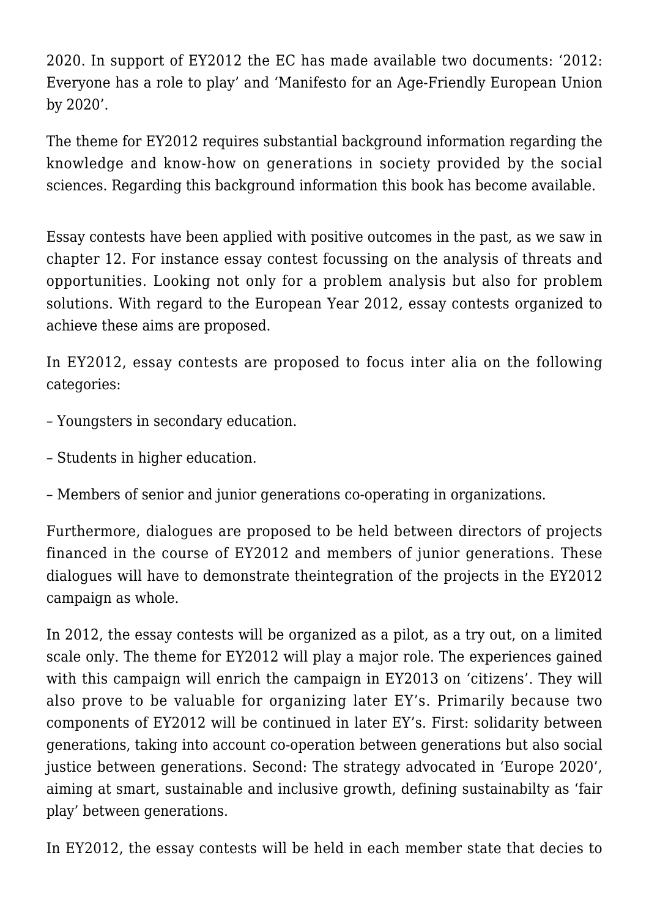2020. In support of EY2012 the EC has made available two documents: '2012: Everyone has a role to play' and 'Manifesto for an Age-Friendly European Union by 2020'.

The theme for EY2012 requires substantial background information regarding the knowledge and know-how on generations in society provided by the social sciences. Regarding this background information this book has become available.

Essay contests have been applied with positive outcomes in the past, as we saw in chapter 12. For instance essay contest focussing on the analysis of threats and opportunities. Looking not only for a problem analysis but also for problem solutions. With regard to the European Year 2012, essay contests organized to achieve these aims are proposed.

In EY2012, essay contests are proposed to focus inter alia on the following categories:

– Youngsters in secondary education.

– Students in higher education.

– Members of senior and junior generations co-operating in organizations.

Furthermore, dialogues are proposed to be held between directors of projects financed in the course of EY2012 and members of junior generations. These dialogues will have to demonstrate theintegration of the projects in the EY2012 campaign as whole.

In 2012, the essay contests will be organized as a pilot, as a try out, on a limited scale only. The theme for EY2012 will play a major role. The experiences gained with this campaign will enrich the campaign in EY2013 on 'citizens'. They will also prove to be valuable for organizing later EY's. Primarily because two components of EY2012 will be continued in later EY's. First: solidarity between generations, taking into account co-operation between generations but also social justice between generations. Second: The strategy advocated in 'Europe 2020', aiming at smart, sustainable and inclusive growth, defining sustainabilty as 'fair play' between generations.

In EY2012, the essay contests will be held in each member state that decies to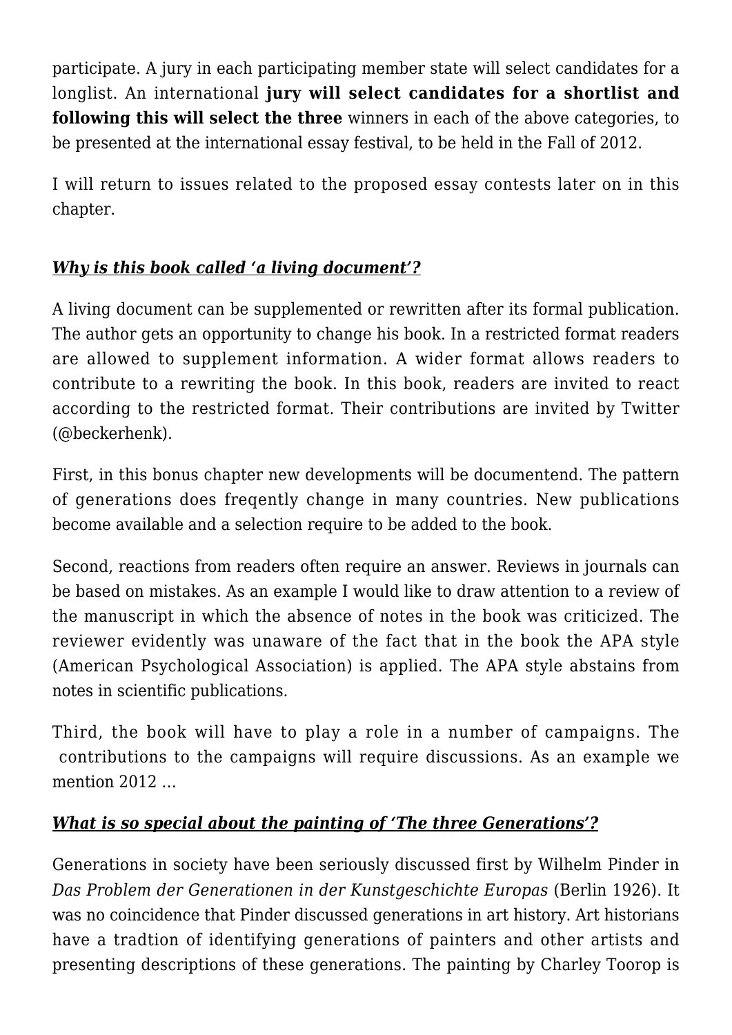participate. A jury in each participating member state will select candidates for a longlist. An international **jury will select candidates for a shortlist and following this will select the three** winners in each of the above categories, to be presented at the international essay festival, to be held in the Fall of 2012.

I will return to issues related to the proposed essay contests later on in this chapter.

### ***Why is this book called 'a living document'?***

A living document can be supplemented or rewritten after its formal publication. The author gets an opportunity to change his book. In a restricted format readers are allowed to supplement information. A wider format allows readers to contribute to a rewriting the book. In this book, readers are invited to react according to the restricted format. Their contributions are invited by Twitter (@beckerhenk).

First, in this bonus chapter new developments will be documentend. The pattern of generations does freqently change in many countries. New publications become available and a selection require to be added to the book.

Second, reactions from readers often require an answer. Reviews in journals can be based on mistakes. As an example I would like to draw attention to a review of the manuscript in which the absence of notes in the book was criticized. The reviewer evidently was unaware of the fact that in the book the APA style (American Psychological Association) is applied. The APA style abstains from notes in scientific publications.

Third, the book will have to play a role in a number of campaigns. The contributions to the campaigns will require discussions. As an example we mention 2012 …

### ***What is so special about the painting of 'The three Generations'?***

Generations in society have been seriously discussed first by Wilhelm Pinder in *Das Problem der Generationen in der Kunstgeschichte Europas* (Berlin 1926). It was no coincidence that Pinder discussed generations in art history. Art historians have a tradtion of identifying generations of painters and other artists and presenting descriptions of these generations. The painting by Charley Toorop is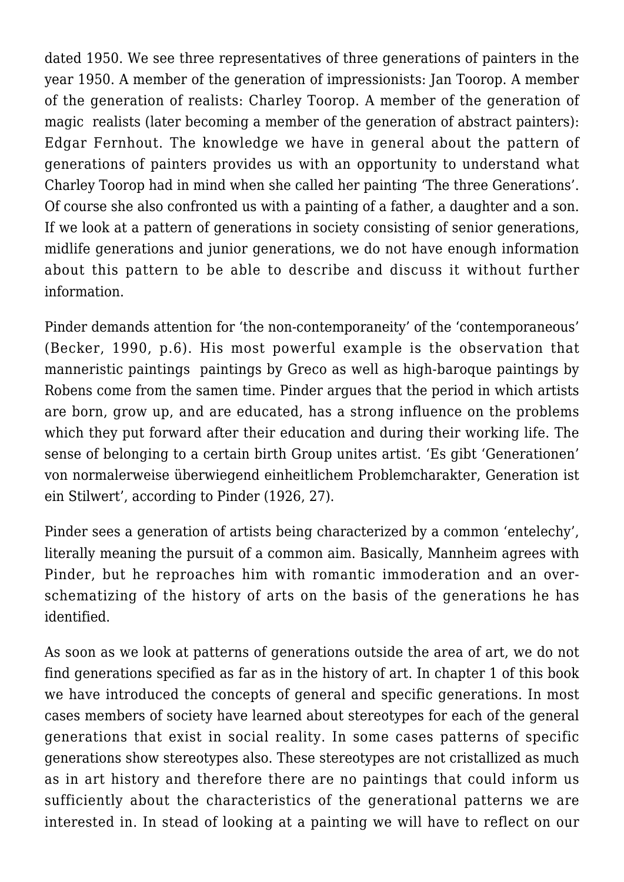dated 1950. We see three representatives of three generations of painters in the year 1950. A member of the generation of impressionists: Jan Toorop. A member of the generation of realists: Charley Toorop. A member of the generation of magic realists (later becoming a member of the generation of abstract painters): Edgar Fernhout. The knowledge we have in general about the pattern of generations of painters provides us with an opportunity to understand what Charley Toorop had in mind when she called her painting 'The three Generations'. Of course she also confronted us with a painting of a father, a daughter and a son. If we look at a pattern of generations in society consisting of senior generations, midlife generations and junior generations, we do not have enough information about this pattern to be able to describe and discuss it without further information.

Pinder demands attention for 'the non-contemporaneity' of the 'contemporaneous' (Becker, 1990, p.6). His most powerful example is the observation that manneristic paintings paintings by Greco as well as high-baroque paintings by Robens come from the samen time. Pinder argues that the period in which artists are born, grow up, and are educated, has a strong influence on the problems which they put forward after their education and during their working life. The sense of belonging to a certain birth Group unites artist. 'Es gibt 'Generationen' von normalerweise überwiegend einheitlichem Problemcharakter, Generation ist ein Stilwert', according to Pinder (1926, 27).

Pinder sees a generation of artists being characterized by a common 'entelechy', literally meaning the pursuit of a common aim. Basically, Mannheim agrees with Pinder, but he reproaches him with romantic immoderation and an over-schematizing of the history of arts on the basis of the generations he has identified.

As soon as we look at patterns of generations outside the area of art, we do not find generations specified as far as in the history of art. In chapter 1 of this book we have introduced the concepts of general and specific generations. In most cases members of society have learned about stereotypes for each of the general generations that exist in social reality. In some cases patterns of specific generations show stereotypes also. These stereotypes are not cristallized as much as in art history and therefore there are no paintings that could inform us sufficiently about the characteristics of the generational patterns we are interested in. In stead of looking at a painting we will have to reflect on our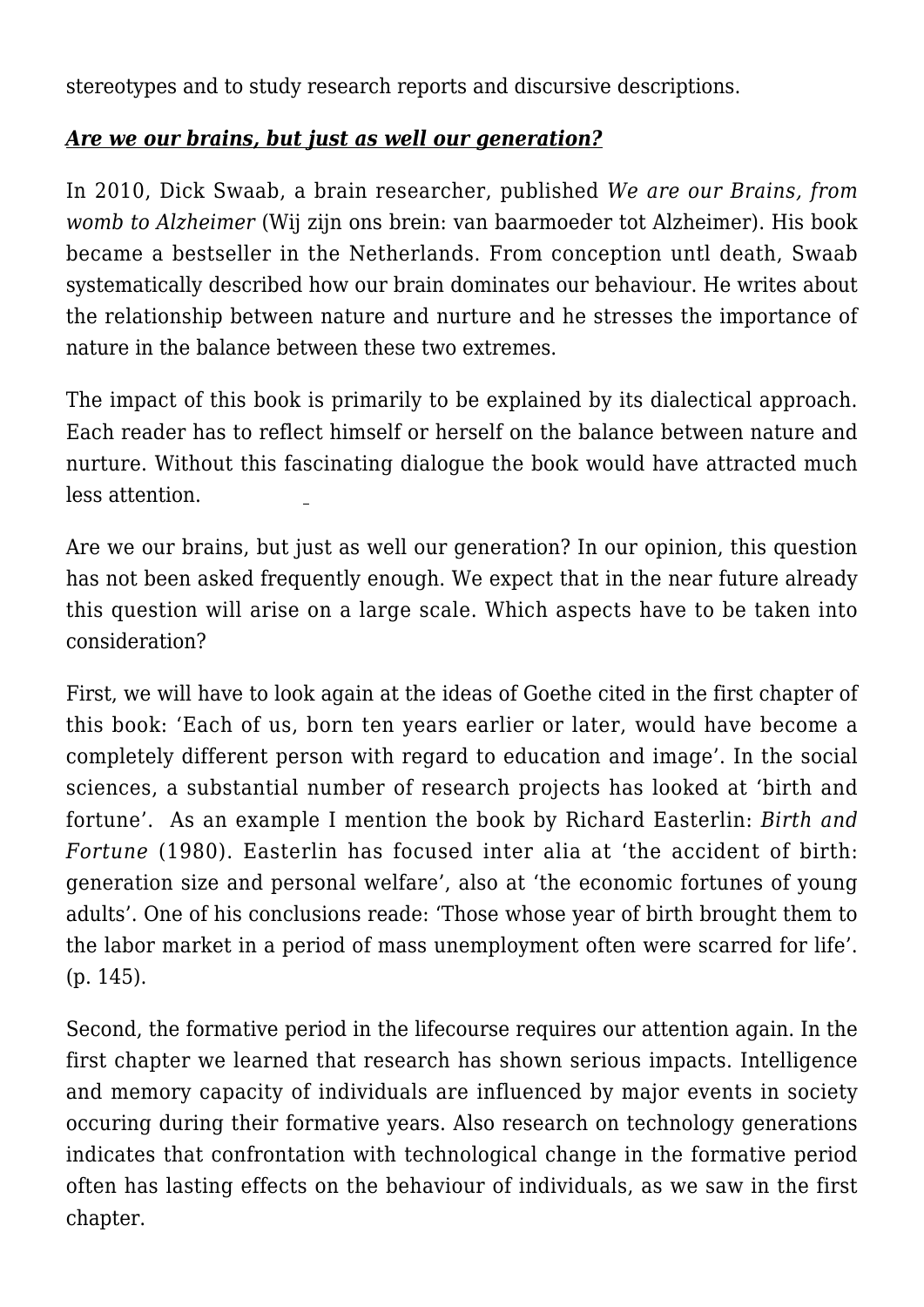stereotypes and to study research reports and discursive descriptions.

***Are we our brains, but just as well our generation?***

In 2010, Dick Swaab, a brain researcher, published *We are our Brains, from womb to Alzheimer* (Wij zijn ons brein: van baarmoeder tot Alzheimer). His book became a bestseller in the Netherlands. From conception untl death, Swaab systematically described how our brain dominates our behaviour. He writes about the relationship between nature and nurture and he stresses the importance of nature in the balance between these two extremes.

The impact of this book is primarily to be explained by its dialectical approach. Each reader has to reflect himself or herself on the balance between nature and nurture. Without this fascinating dialogue the book would have attracted much less attention.

Are we our brains, but just as well our generation? In our opinion, this question has not been asked frequently enough. We expect that in the near future already this question will arise on a large scale. Which aspects have to be taken into consideration?

First, we will have to look again at the ideas of Goethe cited in the first chapter of this book: 'Each of us, born ten years earlier or later, would have become a completely different person with regard to education and image'. In the social sciences, a substantial number of research projects has looked at 'birth and fortune'. As an example I mention the book by Richard Easterlin: *Birth and Fortune* (1980). Easterlin has focused inter alia at 'the accident of birth: generation size and personal welfare', also at 'the economic fortunes of young adults'. One of his conclusions reade: 'Those whose year of birth brought them to the labor market in a period of mass unemployment often were scarred for life'. (p. 145).

Second, the formative period in the lifecourse requires our attention again. In the first chapter we learned that research has shown serious impacts. Intelligence and memory capacity of individuals are influenced by major events in society occuring during their formative years. Also research on technology generations indicates that confrontation with technological change in the formative period often has lasting effects on the behaviour of individuals, as we saw in the first chapter.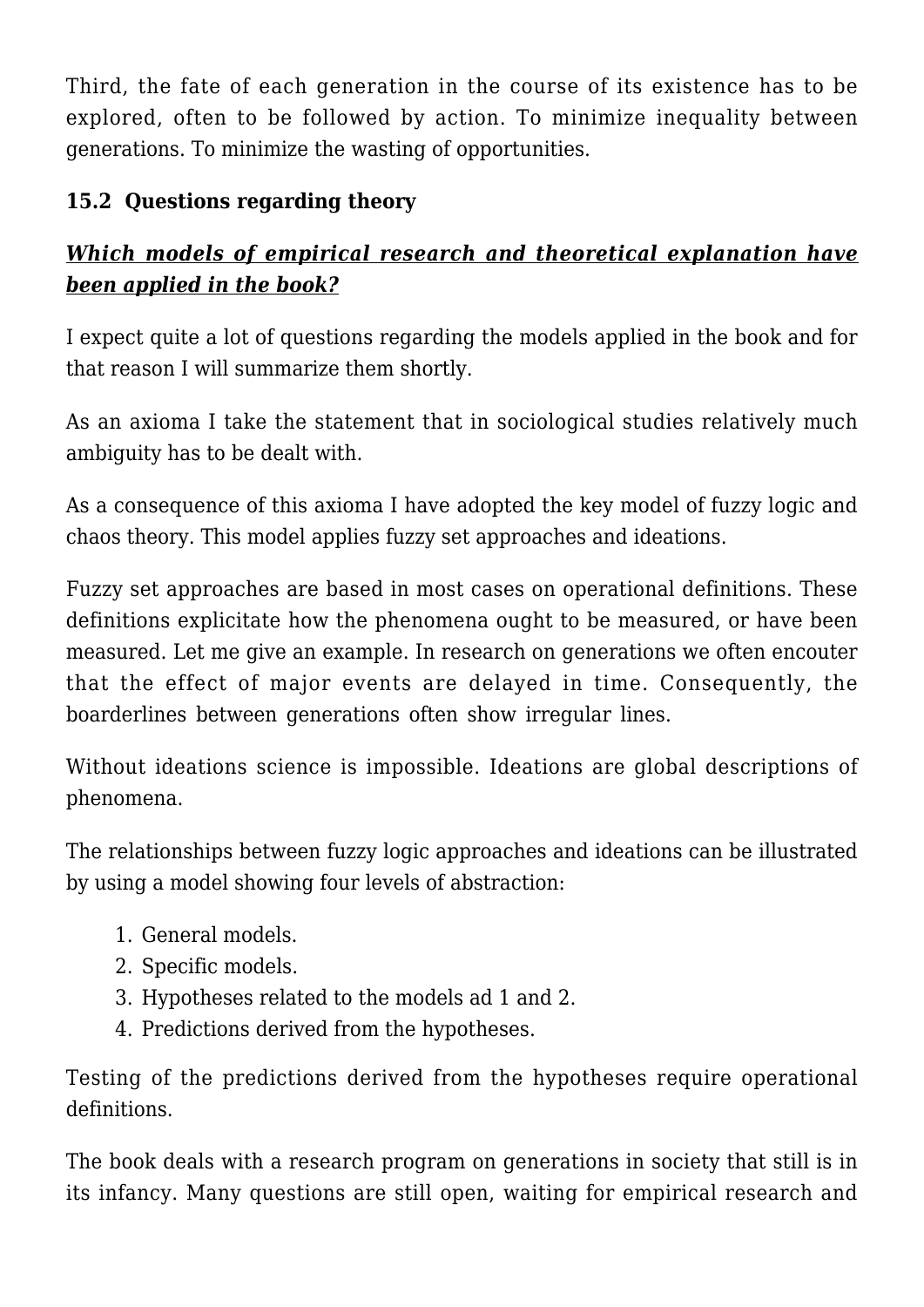Third, the fate of each generation in the course of its existence has to be explored, often to be followed by action. To minimize inequality between generations. To minimize the wasting of opportunities.

## 15.2 Questions regarding theory

***<u>Which models of empirical research and theoretical explanation have been applied in the book?</u>***

I expect quite a lot of questions regarding the models applied in the book and for that reason I will summarize them shortly.

As an axioma I take the statement that in sociological studies relatively much ambiguity has to be dealt with.

As a consequence of this axioma I have adopted the key model of fuzzy logic and chaos theory. This model applies fuzzy set approaches and ideations.

Fuzzy set approaches are based in most cases on operational definitions. These definitions explicitate how the phenomena ought to be measured, or have been measured. Let me give an example. In research on generations we often encouter that the effect of major events are delayed in time. Consequently, the boarderlines between generations often show irregular lines.

Without ideations science is impossible. Ideations are global descriptions of phenomena.

The relationships between fuzzy logic approaches and ideations can be illustrated by using a model showing four levels of abstraction:

1. General models.
2. Specific models.
3. Hypotheses related to the models ad 1 and 2.
4. Predictions derived from the hypotheses.

Testing of the predictions derived from the hypotheses require operational definitions.

The book deals with a research program on generations in society that still is in its infancy. Many questions are still open, waiting for empirical research and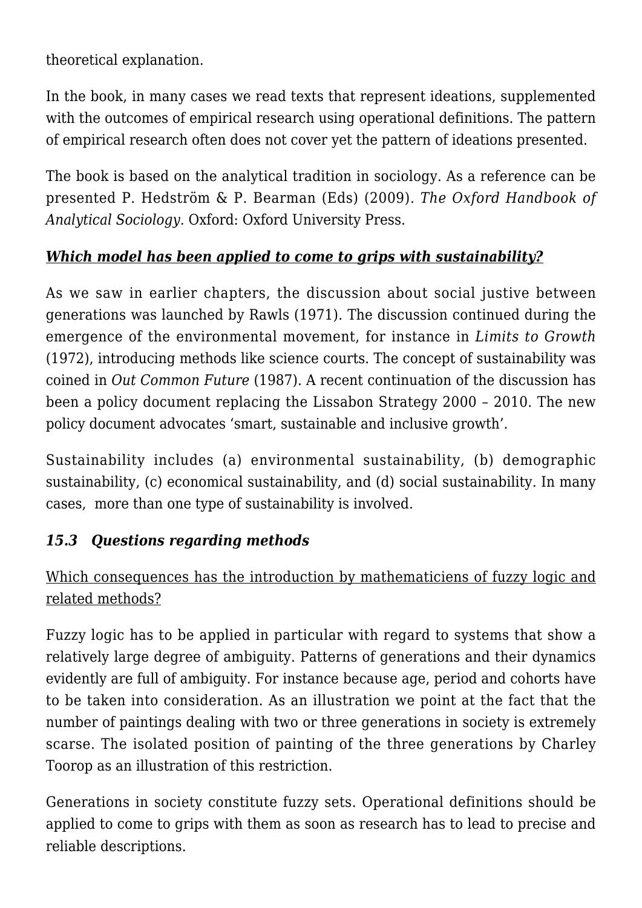theoretical explanation.

In the book, in many cases we read texts that represent ideations, supplemented with the outcomes of empirical research using operational definitions. The pattern of empirical research often does not cover yet the pattern of ideations presented.

The book is based on the analytical tradition in sociology. As a reference can be presented P. Hedström & P. Bearman (Eds) (2009). *The Oxford Handbook of Analytical Sociology.* Oxford: Oxford University Press.

***Which model has been applied to come to grips with sustainability?***

As we saw in earlier chapters, the discussion about social justive between generations was launched by Rawls (1971). The discussion continued during the emergence of the environmental movement, for instance in *Limits to Growth* (1972), introducing methods like science courts. The concept of sustainability was coined in *Out Common Future* (1987). A recent continuation of the discussion has been a policy document replacing the Lissabon Strategy 2000 – 2010. The new policy document advocates 'smart, sustainable and inclusive growth'.

Sustainability includes (a) environmental sustainability, (b) demographic sustainability, (c) economical sustainability, and (d) social sustainability. In many cases, more than one type of sustainability is involved.

### *15.3 Questions regarding methods*

Which consequences has the introduction by mathematiciens of fuzzy logic and related methods?

Fuzzy logic has to be applied in particular with regard to systems that show a relatively large degree of ambiguity. Patterns of generations and their dynamics evidently are full of ambiguity. For instance because age, period and cohorts have to be taken into consideration. As an illustration we point at the fact that the number of paintings dealing with two or three generations in society is extremely scarse. The isolated position of painting of the three generations by Charley Toorop as an illustration of this restriction.

Generations in society constitute fuzzy sets. Operational definitions should be applied to come to grips with them as soon as research has to lead to precise and reliable descriptions.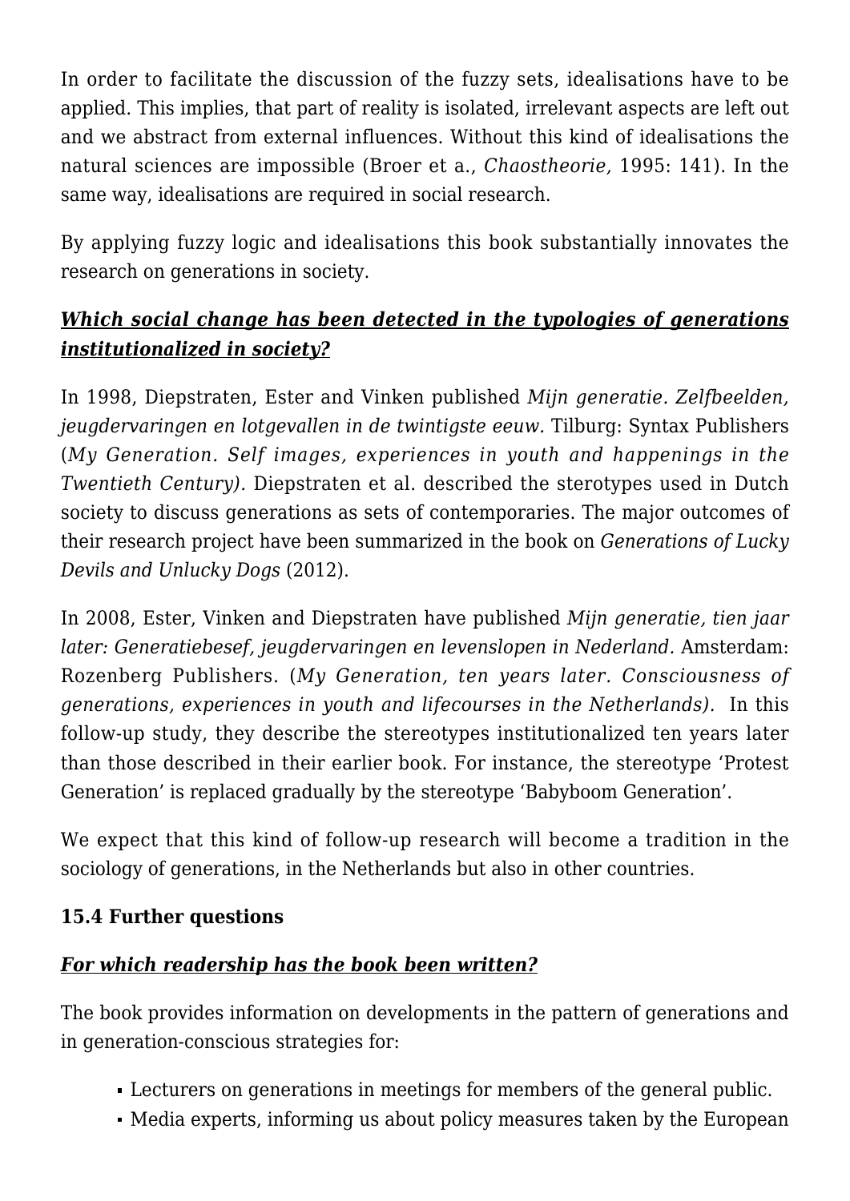In order to facilitate the discussion of the fuzzy sets, idealisations have to be applied. This implies, that part of reality is isolated, irrelevant aspects are left out and we abstract from external influences. Without this kind of idealisations the natural sciences are impossible (Broer et a., *Chaostheorie,* 1995: 141). In the same way, idealisations are required in social research.

By applying fuzzy logic and idealisations this book substantially innovates the research on generations in society.

***Which social change has been detected in the typologies of generations institutionalized in society?***

In 1998, Diepstraten, Ester and Vinken published *Mijn generatie. Zelfbeelden, jeugdervaringen en lotgevallen in de twintigste eeuw.* Tilburg: Syntax Publishers (*My Generation. Self images, experiences in youth and happenings in the Twentieth Century).* Diepstraten et al. described the sterotypes used in Dutch society to discuss generations as sets of contemporaries. The major outcomes of their research project have been summarized in the book on *Generations of Lucky Devils and Unlucky Dogs* (2012).

In 2008, Ester, Vinken and Diepstraten have published *Mijn generatie, tien jaar later: Generatiebesef, jeugdervaringen en levenslopen in Nederland.* Amsterdam: Rozenberg Publishers. (*My Generation, ten years later. Consciousness of generations, experiences in youth and lifecourses in the Netherlands).* In this follow-up study, they describe the stereotypes institutionalized ten years later than those described in their earlier book. For instance, the stereotype 'Protest Generation' is replaced gradually by the stereotype 'Babyboom Generation'.

We expect that this kind of follow-up research will become a tradition in the sociology of generations, in the Netherlands but also in other countries.

### 15.4 Further questions

***For which readership has the book been written?***

The book provides information on developments in the pattern of generations and in generation-conscious strategies for:

- Lecturers on generations in meetings for members of the general public.
- Media experts, informing us about policy measures taken by the European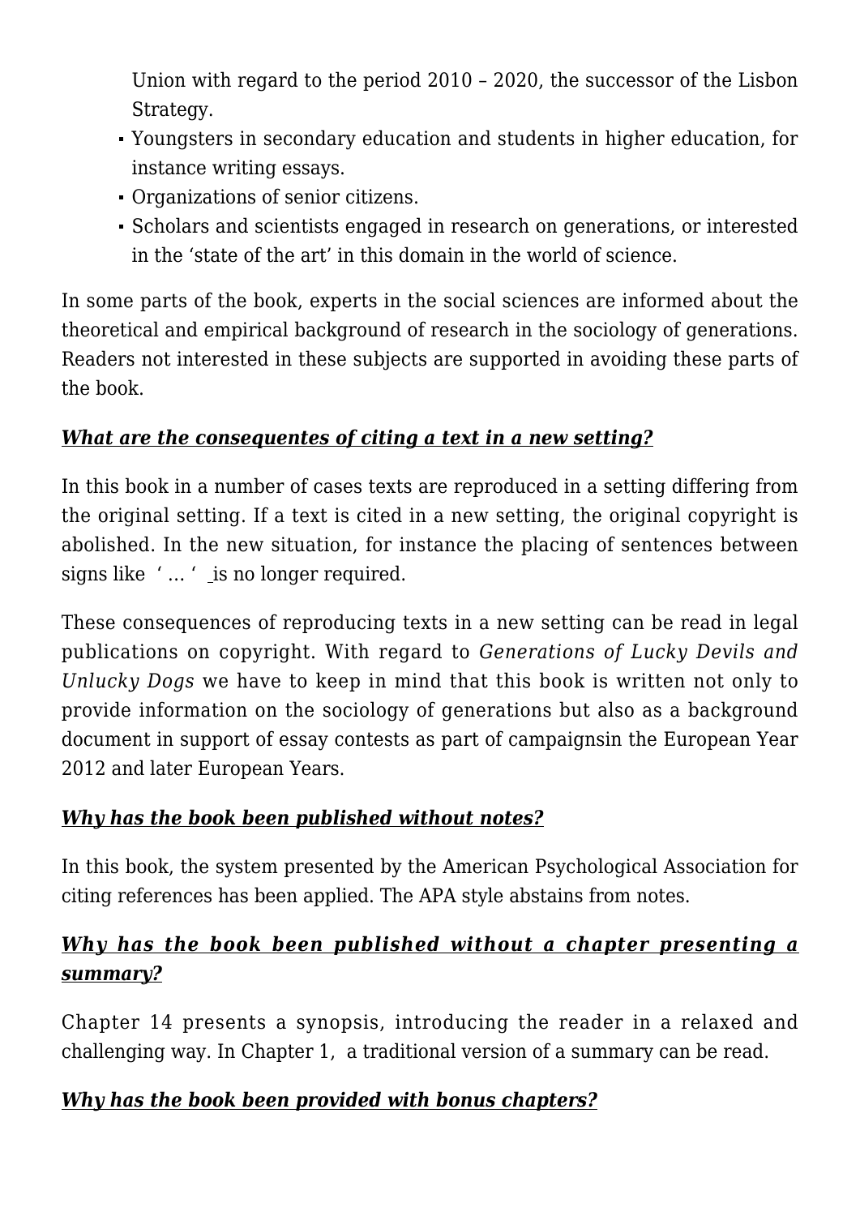Union with regard to the period 2010 – 2020, the successor of the Lisbon Strategy.

- Youngsters in secondary education and students in higher education, for instance writing essays.
- Organizations of senior citizens.
- Scholars and scientists engaged in research on generations, or interested in the 'state of the art' in this domain in the world of science.

In some parts of the book, experts in the social sciences are informed about the theoretical and empirical background of research in the sociology of generations. Readers not interested in these subjects are supported in avoiding these parts of the book.

### ***What are the consequentes of citing a text in a new setting?***

In this book in a number of cases texts are reproduced in a setting differing from the original setting. If a text is cited in a new setting, the original copyright is abolished. In the new situation, for instance the placing of sentences between signs like ' … ' is no longer required.

These consequences of reproducing texts in a new setting can be read in legal publications on copyright. With regard to *Generations of Lucky Devils and Unlucky Dogs* we have to keep in mind that this book is written not only to provide information on the sociology of generations but also as a background document in support of essay contests as part of campaignsin the European Year 2012 and later European Years.

### ***Why has the book been published without notes?***

In this book, the system presented by the American Psychological Association for citing references has been applied. The APA style abstains from notes.

### ***Why has the book been published without a chapter presenting a summary?***

Chapter 14 presents a synopsis, introducing the reader in a relaxed and challenging way. In Chapter 1, a traditional version of a summary can be read.

### ***Why has the book been provided with bonus chapters?***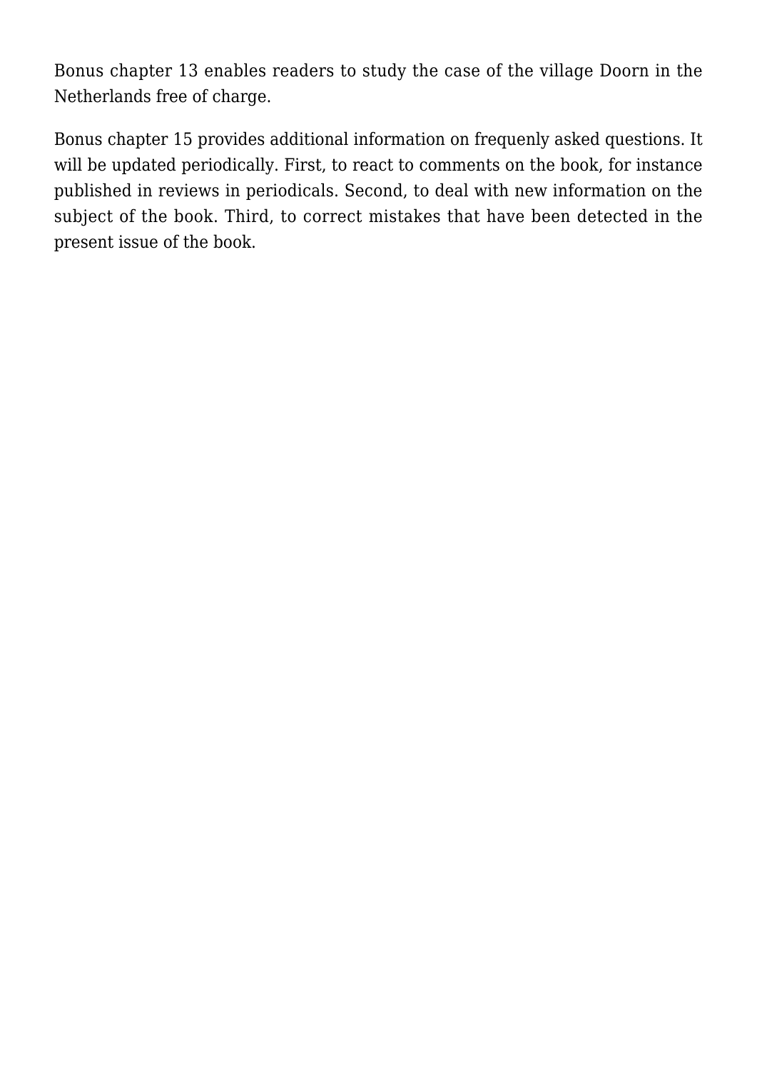Bonus chapter 13 enables readers to study the case of the village Doorn in the Netherlands free of charge.

Bonus chapter 15 provides additional information on frequenly asked questions. It will be updated periodically. First, to react to comments on the book, for instance published in reviews in periodicals. Second, to deal with new information on the subject of the book. Third, to correct mistakes that have been detected in the present issue of the book.